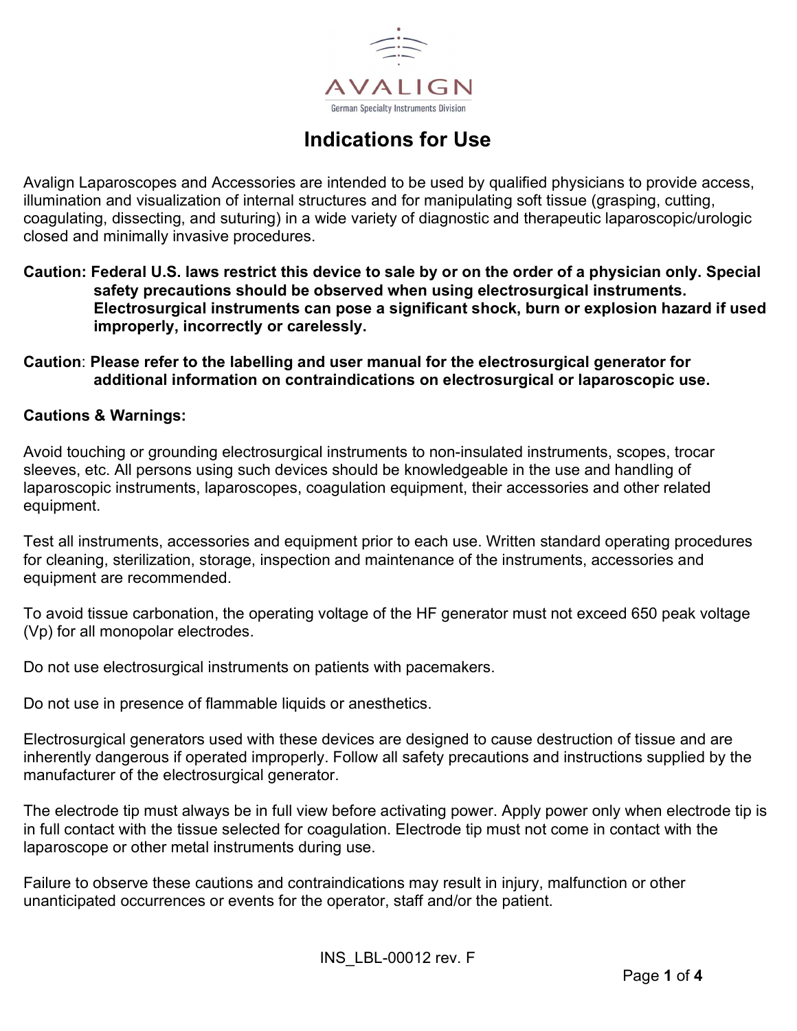AVALIGN

German Specialty Instruments Division

# Indications for Use

Avalign Laparoscopes and Accessories are intended to be used by qualified physicians to provide access, illumination and visualization of internal structures and for manipulating soft tissue (grasping, cutting, coagulating, dissecting, and suturing) in a wide variety of diagnostic and therapeutic laparoscopic/urologic closed and minimally invasive procedures.

**Caution: Federal U.S. laws restrict this device to sale by or on the order of a physician only. Special safety precautions should be observed when using electrosurgical instruments. Electrosurgical instruments can pose a significant shock, burn or explosion hazard if used improperly, incorrectly or carelessly.**

**Caution**: **Please refer to the labelling and user manual for the electrosurgical generator for additional information on contraindications on electrosurgical or laparoscopic use.**

**Cautions & Warnings:**

Avoid touching or grounding electrosurgical instruments to non-insulated instruments, scopes, trocar sleeves, etc. All persons using such devices should be knowledgeable in the use and handling of laparoscopic instruments, laparoscopes, coagulation equipment, their accessories and other related equipment.

Test all instruments, accessories and equipment prior to each use. Written standard operating procedures for cleaning, sterilization, storage, inspection and maintenance of the instruments, accessories and equipment are recommended.

To avoid tissue carbonation, the operating voltage of the HF generator must not exceed 650 peak voltage (Vp) for all monopolar electrodes.

Do not use electrosurgical instruments on patients with pacemakers.

Do not use in presence of flammable liquids or anesthetics.

Electrosurgical generators used with these devices are designed to cause destruction of tissue and are inherently dangerous if operated improperly. Follow all safety precautions and instructions supplied by the manufacturer of the electrosurgical generator.

The electrode tip must always be in full view before activating power. Apply power only when electrode tip is in full contact with the tissue selected for coagulation. Electrode tip must not come in contact with the laparoscope or other metal instruments during use.

Failure to observe these cautions and contraindications may result in injury, malfunction or other unanticipated occurrences or events for the operator, staff and/or the patient.

INS_LBL-00012 rev. F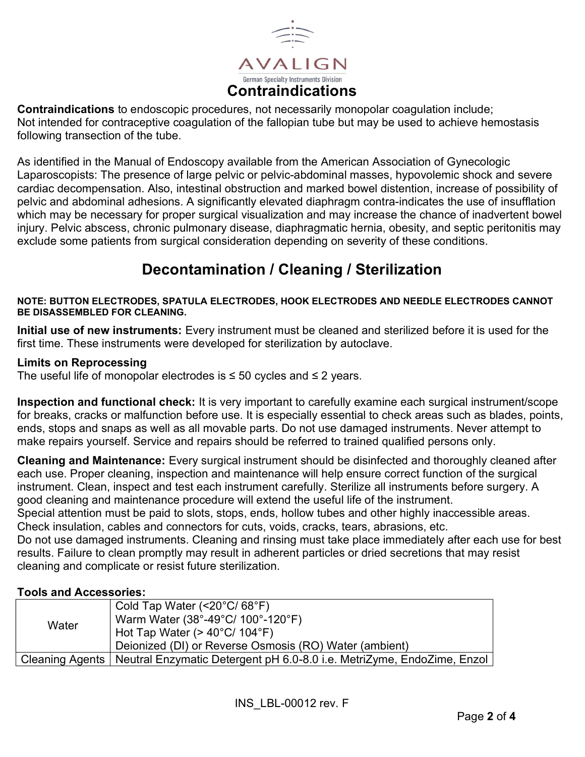# Contraindications

**Contraindications** to endoscopic procedures, not necessarily monopolar coagulation include;
Not intended for contraceptive coagulation of the fallopian tube but may be used to achieve hemostasis following transection of the tube.

As identified in the Manual of Endoscopy available from the American Association of Gynecologic Laparoscopists: The presence of large pelvic or pelvic-abdominal masses, hypovolemic shock and severe cardiac decompensation. Also, intestinal obstruction and marked bowel distention, increase of possibility of pelvic and abdominal adhesions. A significantly elevated diaphragm contra-indicates the use of insufflation which may be necessary for proper surgical visualization and may increase the chance of inadvertent bowel injury. Pelvic abscess, chronic pulmonary disease, diaphragmatic hernia, obesity, and septic peritonitis may exclude some patients from surgical consideration depending on severity of these conditions.

# Decontamination / Cleaning / Sterilization

**NOTE: BUTTON ELECTRODES, SPATULA ELECTRODES, HOOK ELECTRODES AND NEEDLE ELECTRODES CANNOT BE DISASSEMBLED FOR CLEANING.**

**Initial use of new instruments:** Every instrument must be cleaned and sterilized before it is used for the first time. These instruments were developed for sterilization by autoclave.

**Limits on Reprocessing**
The useful life of monopolar electrodes is ≤ 50 cycles and ≤ 2 years.

**Inspection and functional check:** It is very important to carefully examine each surgical instrument/scope for breaks, cracks or malfunction before use. It is especially essential to check areas such as blades, points, ends, stops and snaps as well as all movable parts. Do not use damaged instruments. Never attempt to make repairs yourself. Service and repairs should be referred to trained qualified persons only.

**Cleaning and Maintenance:** Every surgical instrument should be disinfected and thoroughly cleaned after each use. Proper cleaning, inspection and maintenance will help ensure correct function of the surgical instrument. Clean, inspect and test each instrument carefully. Sterilize all instruments before surgery. A good cleaning and maintenance procedure will extend the useful life of the instrument.
Special attention must be paid to slots, stops, ends, hollow tubes and other highly inaccessible areas. Check insulation, cables and connectors for cuts, voids, cracks, tears, abrasions, etc.
Do not use damaged instruments. Cleaning and rinsing must take place immediately after each use for best results. Failure to clean promptly may result in adherent particles or dried secretions that may resist cleaning and complicate or resist future sterilization.

**Tools and Accessories:**

| | |
|---|---|
| Water | Cold Tap Water (<20°C/ 68°F)<br>Warm Water (38°-49°C/ 100°-120°F)<br>Hot Tap Water (> 40°C/ 104°F)<br>Deionized (DI) or Reverse Osmosis (RO) Water (ambient) |
| Cleaning Agents | Neutral Enzymatic Detergent pH 6.0-8.0 i.e. MetriZyme, EndoZime, Enzol |

INS_LBL-00012 rev. F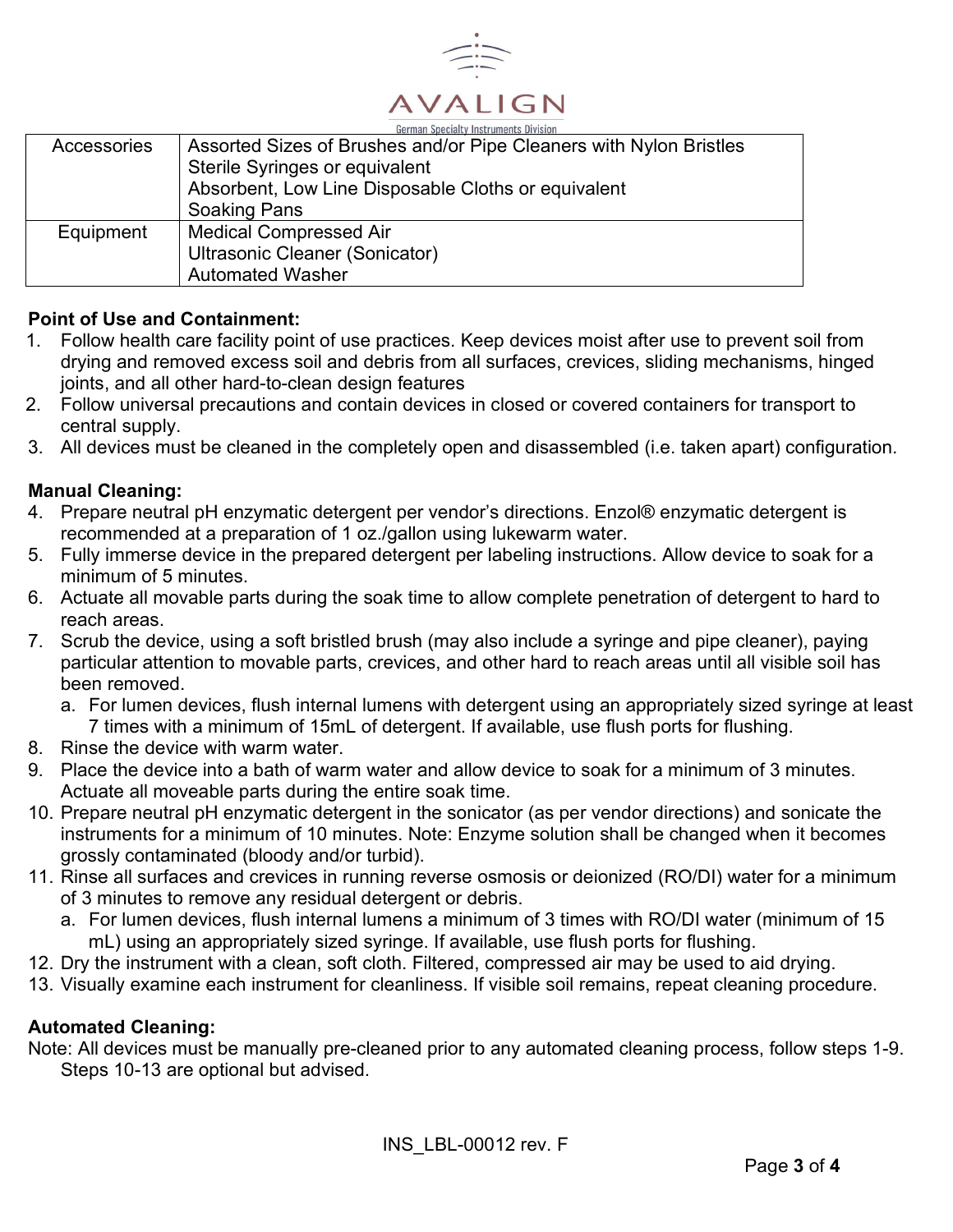| Accessories | Assorted Sizes of Brushes and/or Pipe Cleaners with Nylon Bristles<br>Sterile Syringes or equivalent<br>Absorbent, Low Line Disposable Cloths or equivalent<br>Soaking Pans |
|---|---|
| Equipment | Medical Compressed Air<br>Ultrasonic Cleaner (Sonicator)<br>Automated Washer |

**Point of Use and Containment:**

1. Follow health care facility point of use practices. Keep devices moist after use to prevent soil from drying and removed excess soil and debris from all surfaces, crevices, sliding mechanisms, hinged joints, and all other hard-to-clean design features
2. Follow universal precautions and contain devices in closed or covered containers for transport to central supply.
3. All devices must be cleaned in the completely open and disassembled (i.e. taken apart) configuration.

**Manual Cleaning:**

4. Prepare neutral pH enzymatic detergent per vendor's directions. Enzol® enzymatic detergent is recommended at a preparation of 1 oz./gallon using lukewarm water.
5. Fully immerse device in the prepared detergent per labeling instructions. Allow device to soak for a minimum of 5 minutes.
6. Actuate all movable parts during the soak time to allow complete penetration of detergent to hard to reach areas.
7. Scrub the device, using a soft bristled brush (may also include a syringe and pipe cleaner), paying particular attention to movable parts, crevices, and other hard to reach areas until all visible soil has been removed.
   a. For lumen devices, flush internal lumens with detergent using an appropriately sized syringe at least 7 times with a minimum of 15mL of detergent. If available, use flush ports for flushing.
8. Rinse the device with warm water.
9. Place the device into a bath of warm water and allow device to soak for a minimum of 3 minutes. Actuate all moveable parts during the entire soak time.
10. Prepare neutral pH enzymatic detergent in the sonicator (as per vendor directions) and sonicate the instruments for a minimum of 10 minutes. Note: Enzyme solution shall be changed when it becomes grossly contaminated (bloody and/or turbid).
11. Rinse all surfaces and crevices in running reverse osmosis or deionized (RO/DI) water for a minimum of 3 minutes to remove any residual detergent or debris.
    a. For lumen devices, flush internal lumens a minimum of 3 times with RO/DI water (minimum of 15 mL) using an appropriately sized syringe. If available, use flush ports for flushing.
12. Dry the instrument with a clean, soft cloth. Filtered, compressed air may be used to aid drying.
13. Visually examine each instrument for cleanliness. If visible soil remains, repeat cleaning procedure.

**Automated Cleaning:**

Note: All devices must be manually pre-cleaned prior to any automated cleaning process, follow steps 1-9. Steps 10-13 are optional but advised.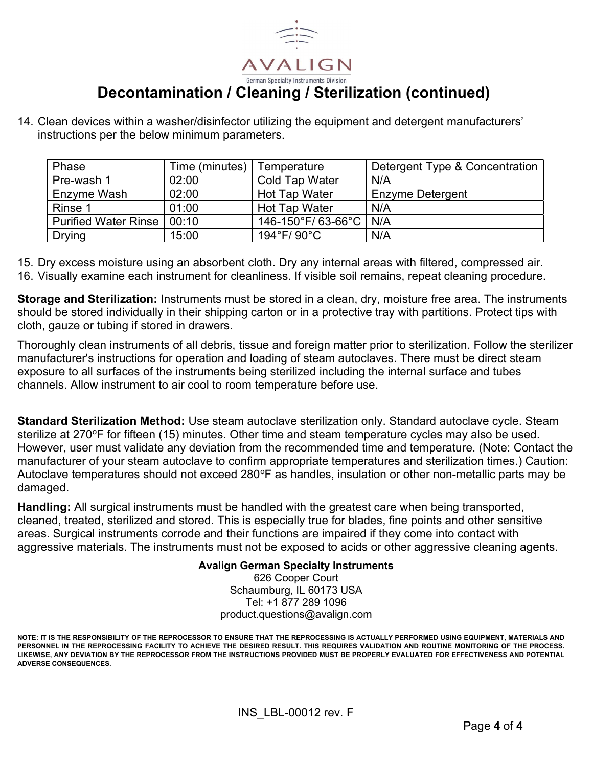# Decontamination / Cleaning / Sterilization (continued)

14. Clean devices within a washer/disinfector utilizing the equipment and detergent manufacturers' instructions per the below minimum parameters.

| Phase | Time (minutes) | Temperature | Detergent Type & Concentration |
|---|---|---|---|
| Pre-wash 1 | 02:00 | Cold Tap Water | N/A |
| Enzyme Wash | 02:00 | Hot Tap Water | Enzyme Detergent |
| Rinse 1 | 01:00 | Hot Tap Water | N/A |
| Purified Water Rinse | 00:10 | 146-150°F/ 63-66°C | N/A |
| Drying | 15:00 | 194°F/ 90°C | N/A |

15. Dry excess moisture using an absorbent cloth. Dry any internal areas with filtered, compressed air.
16. Visually examine each instrument for cleanliness. If visible soil remains, repeat cleaning procedure.

**Storage and Sterilization:** Instruments must be stored in a clean, dry, moisture free area. The instruments should be stored individually in their shipping carton or in a protective tray with partitions. Protect tips with cloth, gauze or tubing if stored in drawers.

Thoroughly clean instruments of all debris, tissue and foreign matter prior to sterilization. Follow the sterilizer manufacturer's instructions for operation and loading of steam autoclaves. There must be direct steam exposure to all surfaces of the instruments being sterilized including the internal surface and tubes channels. Allow instrument to air cool to room temperature before use.

**Standard Sterilization Method:** Use steam autoclave sterilization only. Standard autoclave cycle. Steam sterilize at 270°F for fifteen (15) minutes. Other time and steam temperature cycles may also be used. However, user must validate any deviation from the recommended time and temperature. (Note: Contact the manufacturer of your steam autoclave to confirm appropriate temperatures and sterilization times.) Caution: Autoclave temperatures should not exceed 280°F as handles, insulation or other non-metallic parts may be damaged.

**Handling:** All surgical instruments must be handled with the greatest care when being transported, cleaned, treated, sterilized and stored. This is especially true for blades, fine points and other sensitive areas. Surgical instruments corrode and their functions are impaired if they come into contact with aggressive materials. The instruments must not be exposed to acids or other aggressive cleaning agents.

**Avalign German Specialty Instruments**
626 Cooper Court
Schaumburg, IL 60173 USA
Tel: +1 877 289 1096
product.questions@avalign.com

**NOTE: IT IS THE RESPONSIBILITY OF THE REPROCESSOR TO ENSURE THAT THE REPROCESSING IS ACTUALLY PERFORMED USING EQUIPMENT, MATERIALS AND PERSONNEL IN THE REPROCESSING FACILITY TO ACHIEVE THE DESIRED RESULT. THIS REQUIRES VALIDATION AND ROUTINE MONITORING OF THE PROCESS. LIKEWISE, ANY DEVIATION BY THE REPROCESSOR FROM THE INSTRUCTIONS PROVIDED MUST BE PROPERLY EVALUATED FOR EFFECTIVENESS AND POTENTIAL ADVERSE CONSEQUENCES.**

INS_LBL-00012 rev. F